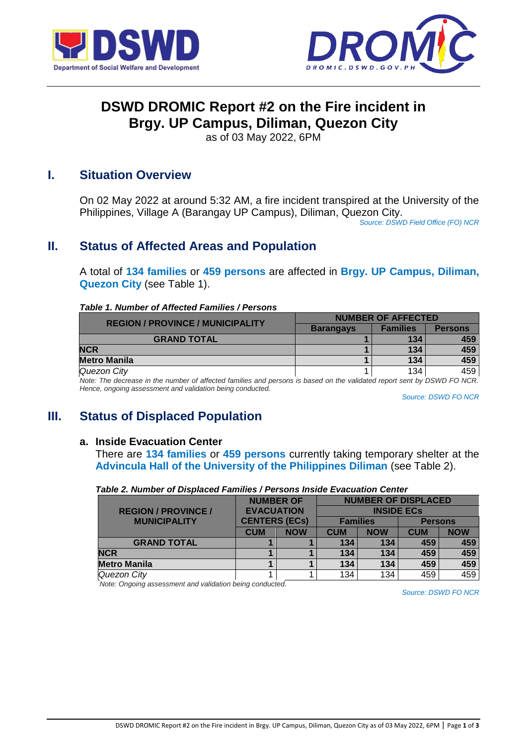# DSWD DROMIC Report #2 on the Fire incident in Brgy. UP Campus, Diliman, Quezon City

as of 03 May 2022, 6PM

## I. Situation Overview

On 02 May 2022 at around 5:32 AM, a fire incident transpired at the University of the Philippines, Village A (Barangay UP Campus), Diliman, Quezon City.

*Source: DSWD Field Office (FO) NCR*

## II. Status of Affected Areas and Population

A total of **134 families** or **459 persons** are affected in **Brgy. UP Campus, Diliman, Quezon City** (see Table 1).

***Table 1. Number of Affected Families / Persons***

| REGION / PROVINCE / MUNICIPALITY | NUMBER OF AFFECTED | | |
|---|---|---|---|
| | Barangays | Families | Persons |
| **GRAND TOTAL** | **1** | **134** | **459** |
| **NCR** | **1** | **134** | **459** |
| **Metro Manila** | **1** | **134** | **459** |
| *Quezon City* | 1 | 134 | 459 |

*Note: The decrease in the number of affected families and persons is based on the validated report sent by DSWD FO NCR. Hence, ongoing assessment and validation being conducted.*

*Source: DSWD FO NCR*

## III. Status of Displaced Population

### a. Inside Evacuation Center

There are **134 families** or **459 persons** currently taking temporary shelter at the **Advincula Hall of the University of the Philippines Diliman** (see Table 2).

***Table 2. Number of Displaced Families / Persons Inside Evacuation Center***

| REGION / PROVINCE / MUNICIPALITY | NUMBER OF EVACUATION CENTERS (ECs) | | NUMBER OF DISPLACED INSIDE ECs | | | |
|---|---|---|---|---|---|---|
| | | | Families | | Persons | |
| | CUM | NOW | CUM | NOW | CUM | NOW |
| **GRAND TOTAL** | **1** | **1** | **134** | **134** | **459** | **459** |
| **NCR** | **1** | **1** | **134** | **134** | **459** | **459** |
| **Metro Manila** | **1** | **1** | **134** | **134** | **459** | **459** |
| *Quezon City* | 1 | 1 | 134 | 134 | 459 | 459 |

*Note: Ongoing assessment and validation being conducted.*

*Source: DSWD FO NCR*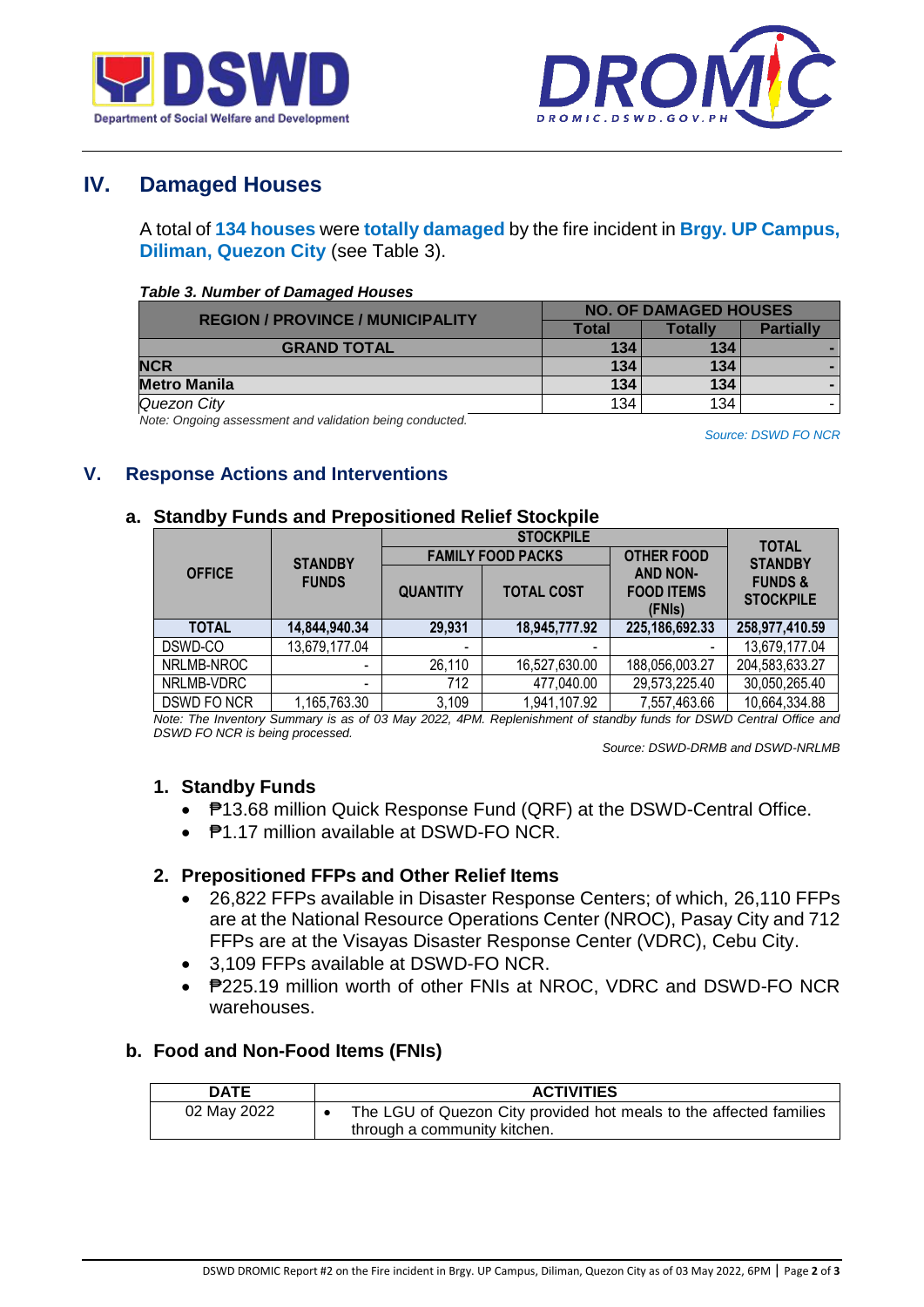## IV. Damaged Houses

A total of **134 houses** were **totally damaged** by the fire incident in **Brgy. UP Campus, Diliman, Quezon City** (see Table 3).

***Table 3. Number of Damaged Houses***

| REGION / PROVINCE / MUNICIPALITY | NO. OF DAMAGED HOUSES | | |
|---|---|---|---|
| | Total | Totally | Partially |
| **GRAND TOTAL** | **134** | **134** | **-** |
| **NCR** | **134** | **134** | **-** |
| **Metro Manila** | **134** | **134** | **-** |
| *Quezon City* | 134 | 134 | - |

*Note: Ongoing assessment and validation being conducted.*

*Source: DSWD FO NCR*

## V. Response Actions and Interventions

### a. Standby Funds and Prepositioned Relief Stockpile

| OFFICE | STANDBY FUNDS | STOCKPILE | | | TOTAL STANDBY FUNDS & STOCKPILE |
|---|---|---|---|---|---|
| | | FAMILY FOOD PACKS | | OTHER FOOD AND NON-FOOD ITEMS (FNIs) | |
| | | QUANTITY | TOTAL COST | | |
| **TOTAL** | **14,844,940.34** | **29,931** | **18,945,777.92** | **225,186,692.33** | **258,977,410.59** |
| DSWD-CO | 13,679,177.04 | - | - | - | 13,679,177.04 |
| NRLMB-NROC | - | 26,110 | 16,527,630.00 | 188,056,003.27 | 204,583,633.27 |
| NRLMB-VDRC | - | 712 | 477,040.00 | 29,573,225.40 | 30,050,265.40 |
| DSWD FO NCR | 1,165,763.30 | 3,109 | 1,941,107.92 | 7,557,463.66 | 10,664,334.88 |

*Note: The Inventory Summary is as of 03 May 2022, 4PM. Replenishment of standby funds for DSWD Central Office and DSWD FO NCR is being processed.*

*Source: DSWD-DRMB and DSWD-NRLMB*

#### 1. Standby Funds

- ₱13.68 million Quick Response Fund (QRF) at the DSWD-Central Office.
- ₱1.17 million available at DSWD-FO NCR.

#### 2. Prepositioned FFPs and Other Relief Items

- 26,822 FFPs available in Disaster Response Centers; of which, 26,110 FFPs are at the National Resource Operations Center (NROC), Pasay City and 712 FFPs are at the Visayas Disaster Response Center (VDRC), Cebu City.
- 3,109 FFPs available at DSWD-FO NCR.
- ₱225.19 million worth of other FNIs at NROC, VDRC and DSWD-FO NCR warehouses.

### b. Food and Non-Food Items (FNIs)

| DATE | ACTIVITIES |
|---|---|
| 02 May 2022 | • The LGU of Quezon City provided hot meals to the affected families through a community kitchen. |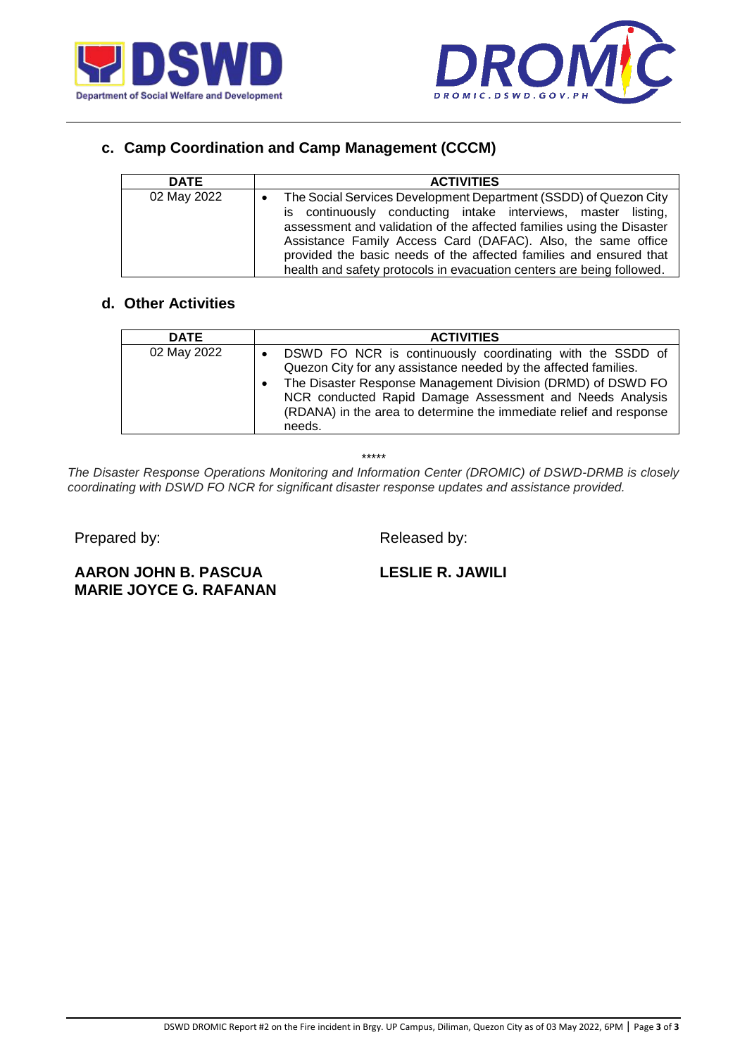### c. Camp Coordination and Camp Management (CCCM)

| DATE | ACTIVITIES |
| --- | --- |
| 02 May 2022 | • The Social Services Development Department (SSDD) of Quezon City is continuously conducting intake interviews, master listing, assessment and validation of the affected families using the Disaster Assistance Family Access Card (DAFAC). Also, the same office provided the basic needs of the affected families and ensured that health and safety protocols in evacuation centers are being followed. |

### d. Other Activities

| DATE | ACTIVITIES |
| --- | --- |
| 02 May 2022 | • DSWD FO NCR is continuously coordinating with the SSDD of Quezon City for any assistance needed by the affected families.<br>• The Disaster Response Management Division (DRMD) of DSWD FO NCR conducted Rapid Damage Assessment and Needs Analysis (RDANA) in the area to determine the immediate relief and response needs. |

*****

*The Disaster Response Operations Monitoring and Information Center (DROMIC) of DSWD-DRMB is closely coordinating with DSWD FO NCR for significant disaster response updates and assistance provided.*

Prepared by:

**AARON JOHN B. PASCUA**
**MARIE JOYCE G. RAFANAN**

Released by:

**LESLIE R. JAWILI**